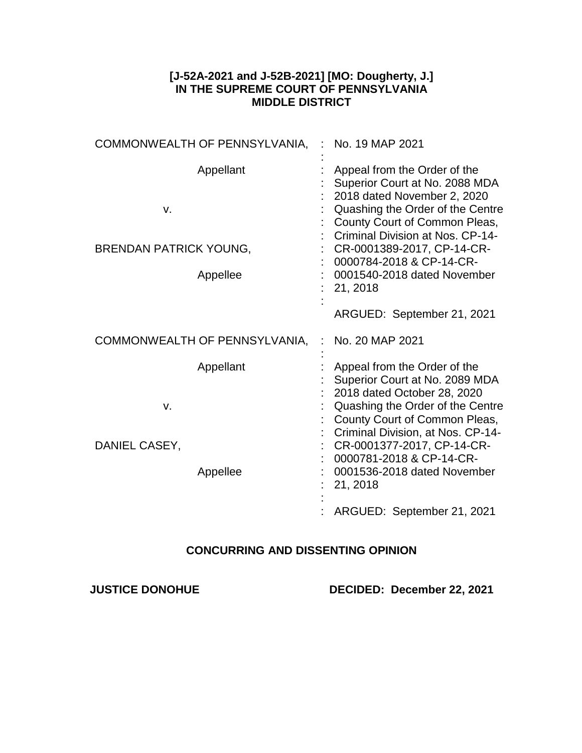**[J-52A-2021 and J-52B-2021] [MO: Dougherty, J.]**
**IN THE SUPREME COURT OF PENNSYLVANIA**
**MIDDLE DISTRICT**

| | | |
|---|---|---|
| COMMONWEALTH OF PENNSYLVANIA, | : | No. 19 MAP 2021 |
| Appellant | : | Appeal from the Order of the Superior Court at No. 2088 MDA 2018 dated November 2, 2020 Quashing the Order of the Centre County Court of Common Pleas, Criminal Division at Nos. CP-14-CR-0001389-2017, CP-14-CR-0000784-2018 & CP-14-CR-0001540-2018 dated November 21, 2018 |
| v. | : | |
| BRENDAN PATRICK YOUNG, | : | |
| Appellee | : | |
| | : | ARGUED: September 21, 2021 |

| | | |
|---|---|---|
| COMMONWEALTH OF PENNSYLVANIA, | : | No. 20 MAP 2021 |
| Appellant | : | Appeal from the Order of the Superior Court at No. 2089 MDA 2018 dated October 28, 2020 Quashing the Order of the Centre County Court of Common Pleas, Criminal Division, at Nos. CP-14-CR-0001377-2017, CP-14-CR-0000781-2018 & CP-14-CR-0001536-2018 dated November 21, 2018 |
| v. | : | |
| DANIEL CASEY, | : | |
| Appellee | : | |
| | : | ARGUED: September 21, 2021 |

**CONCURRING AND DISSENTING OPINION**

**JUSTICE DONOHUE** **DECIDED: December 22, 2021**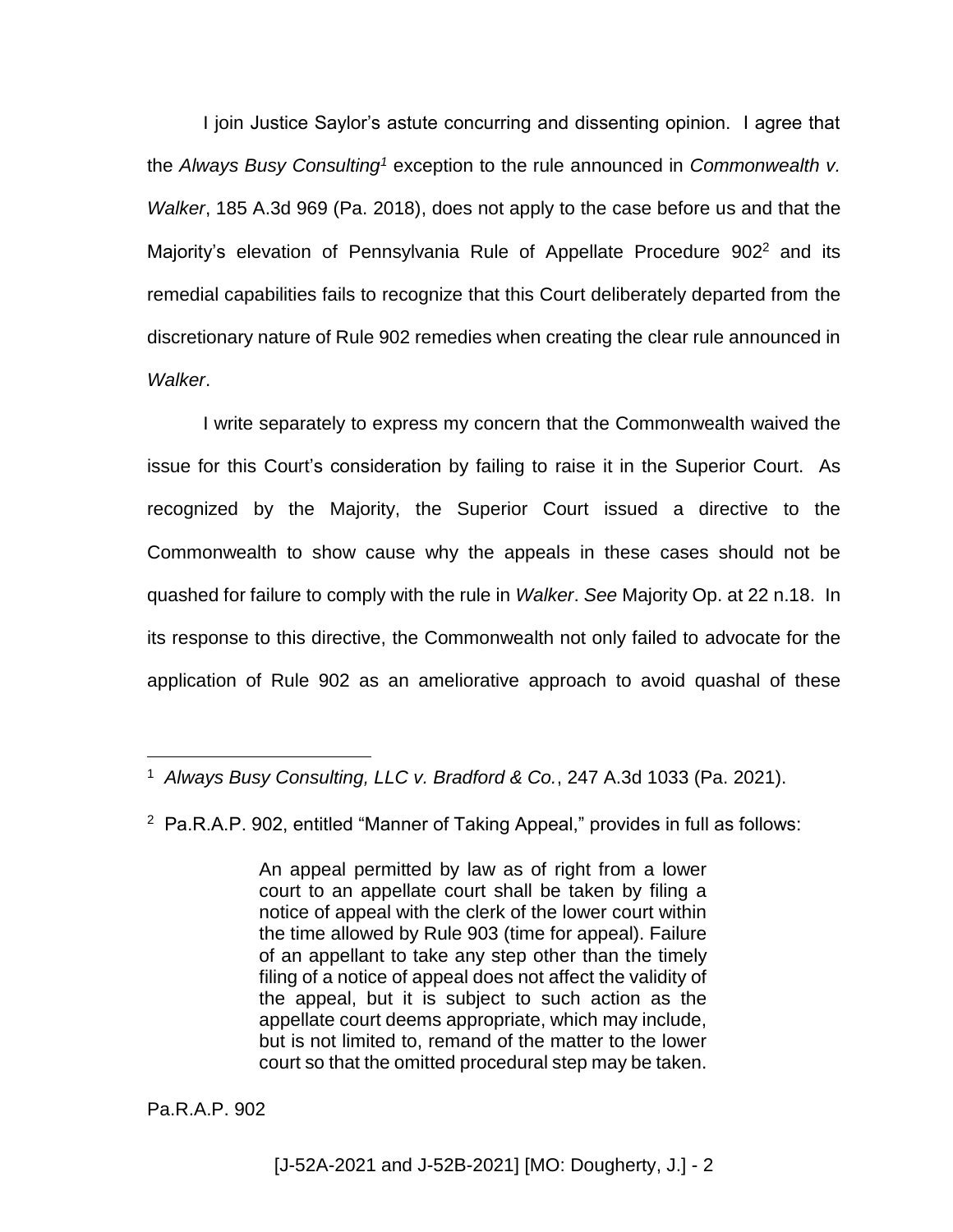I join Justice Saylor's astute concurring and dissenting opinion. I agree that the *Always Busy Consulting*[1] exception to the rule announced in *Commonwealth v. Walker*, 185 A.3d 969 (Pa. 2018), does not apply to the case before us and that the Majority's elevation of Pennsylvania Rule of Appellate Procedure 902[2] and its remedial capabilities fails to recognize that this Court deliberately departed from the discretionary nature of Rule 902 remedies when creating the clear rule announced in *Walker*.

I write separately to express my concern that the Commonwealth waived the issue for this Court's consideration by failing to raise it in the Superior Court. As recognized by the Majority, the Superior Court issued a directive to the Commonwealth to show cause why the appeals in these cases should not be quashed for failure to comply with the rule in *Walker*. *See* Majority Op. at 22 n.18. In its response to this directive, the Commonwealth not only failed to advocate for the application of Rule 902 as an ameliorative approach to avoid quashal of these

---

[1] *Always Busy Consulting, LLC v. Bradford & Co.*, 247 A.3d 1033 (Pa. 2021).

[2] Pa.R.A.P. 902, entitled "Manner of Taking Appeal," provides in full as follows:

> An appeal permitted by law as of right from a lower court to an appellate court shall be taken by filing a notice of appeal with the clerk of the lower court within the time allowed by Rule 903 (time for appeal). Failure of an appellant to take any step other than the timely filing of a notice of appeal does not affect the validity of the appeal, but it is subject to such action as the appellate court deems appropriate, which may include, but is not limited to, remand of the matter to the lower court so that the omitted procedural step may be taken.

Pa.R.A.P. 902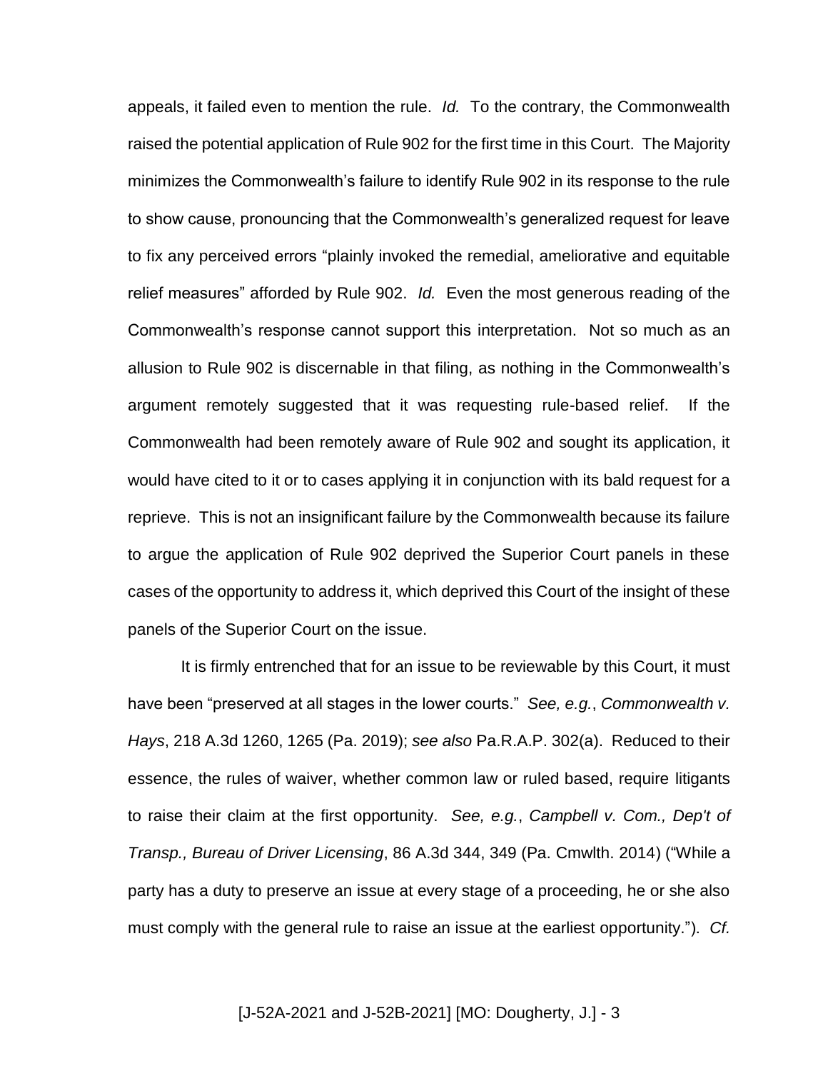appeals, it failed even to mention the rule. *Id.* To the contrary, the Commonwealth raised the potential application of Rule 902 for the first time in this Court. The Majority minimizes the Commonwealth's failure to identify Rule 902 in its response to the rule to show cause, pronouncing that the Commonwealth's generalized request for leave to fix any perceived errors "plainly invoked the remedial, ameliorative and equitable relief measures" afforded by Rule 902. *Id.* Even the most generous reading of the Commonwealth's response cannot support this interpretation. Not so much as an allusion to Rule 902 is discernable in that filing, as nothing in the Commonwealth's argument remotely suggested that it was requesting rule-based relief. If the Commonwealth had been remotely aware of Rule 902 and sought its application, it would have cited to it or to cases applying it in conjunction with its bald request for a reprieve. This is not an insignificant failure by the Commonwealth because its failure to argue the application of Rule 902 deprived the Superior Court panels in these cases of the opportunity to address it, which deprived this Court of the insight of these panels of the Superior Court on the issue.

It is firmly entrenched that for an issue to be reviewable by this Court, it must have been "preserved at all stages in the lower courts." *See, e.g.*, *Commonwealth v. Hays*, 218 A.3d 1260, 1265 (Pa. 2019); *see also* Pa.R.A.P. 302(a). Reduced to their essence, the rules of waiver, whether common law or ruled based, require litigants to raise their claim at the first opportunity. *See, e.g.*, *Campbell v. Com., Dep't of Transp., Bureau of Driver Licensing*, 86 A.3d 344, 349 (Pa. Cmwlth. 2014) ("While a party has a duty to preserve an issue at every stage of a proceeding, he or she also must comply with the general rule to raise an issue at the earliest opportunity."). *Cf.*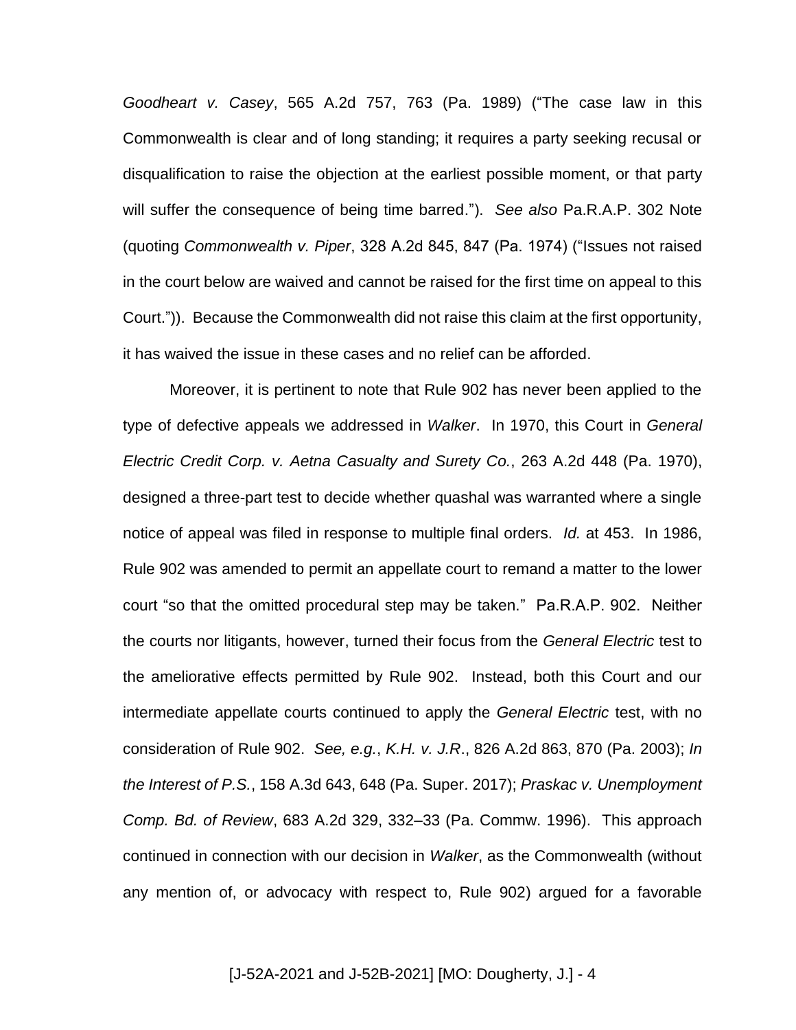*Goodheart v. Casey*, 565 A.2d 757, 763 (Pa. 1989) ("The case law in this Commonwealth is clear and of long standing; it requires a party seeking recusal or disqualification to raise the objection at the earliest possible moment, or that party will suffer the consequence of being time barred."). *See also* Pa.R.A.P. 302 Note (quoting *Commonwealth v. Piper*, 328 A.2d 845, 847 (Pa. 1974) ("Issues not raised in the court below are waived and cannot be raised for the first time on appeal to this Court.")). Because the Commonwealth did not raise this claim at the first opportunity, it has waived the issue in these cases and no relief can be afforded.

Moreover, it is pertinent to note that Rule 902 has never been applied to the type of defective appeals we addressed in *Walker*. In 1970, this Court in *General Electric Credit Corp. v. Aetna Casualty and Surety Co.*, 263 A.2d 448 (Pa. 1970), designed a three-part test to decide whether quashal was warranted where a single notice of appeal was filed in response to multiple final orders. *Id.* at 453. In 1986, Rule 902 was amended to permit an appellate court to remand a matter to the lower court "so that the omitted procedural step may be taken." Pa.R.A.P. 902. Neither the courts nor litigants, however, turned their focus from the *General Electric* test to the ameliorative effects permitted by Rule 902. Instead, both this Court and our intermediate appellate courts continued to apply the *General Electric* test, with no consideration of Rule 902. *See, e.g.*, *K.H. v. J.R*., 826 A.2d 863, 870 (Pa. 2003); *In the Interest of P.S.*, 158 A.3d 643, 648 (Pa. Super. 2017); *Praskac v. Unemployment Comp. Bd. of Review*, 683 A.2d 329, 332–33 (Pa. Commw. 1996). This approach continued in connection with our decision in *Walker*, as the Commonwealth (without any mention of, or advocacy with respect to, Rule 902) argued for a favorable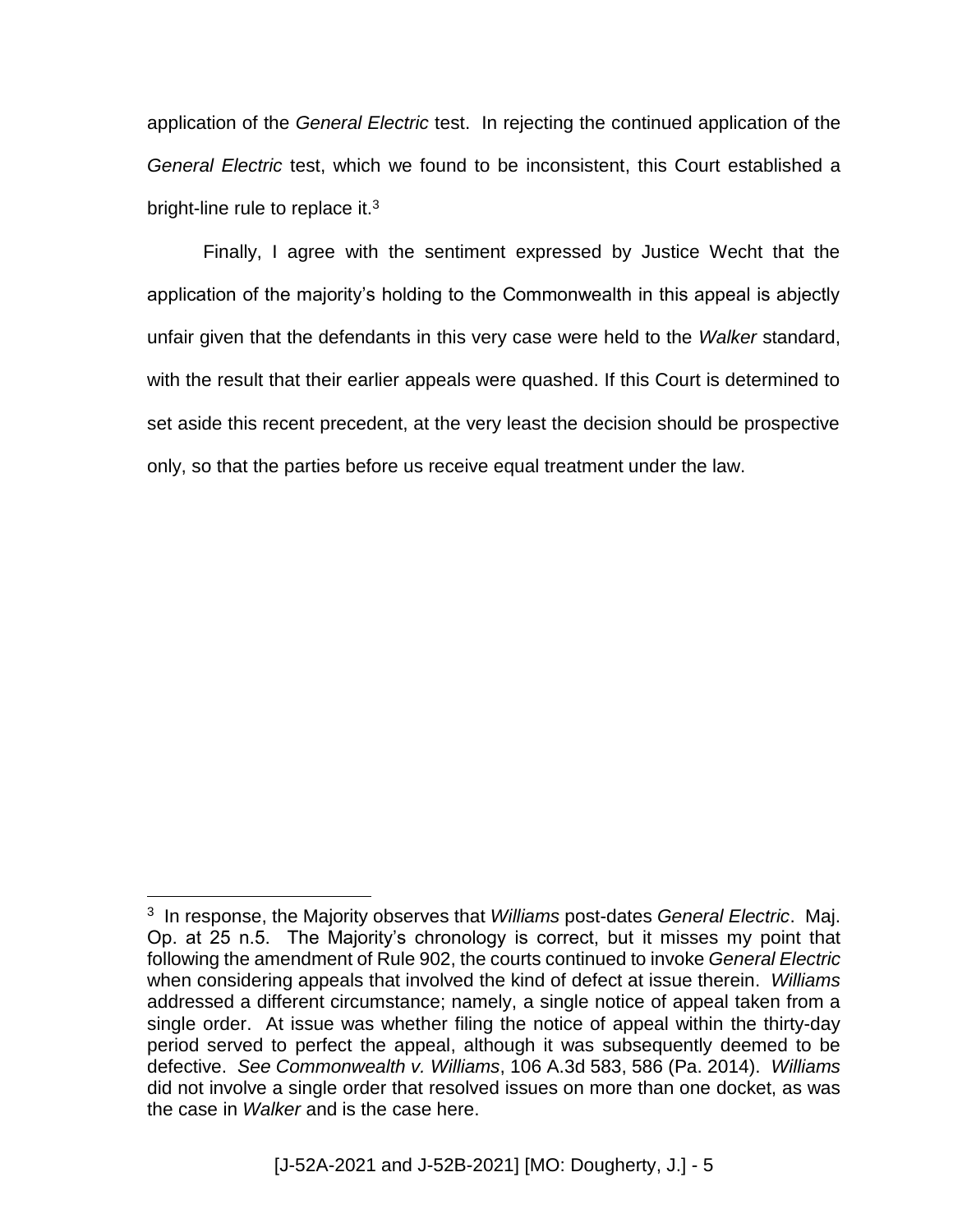application of the *General Electric* test. In rejecting the continued application of the *General Electric* test, which we found to be inconsistent, this Court established a bright-line rule to replace it.[3]

Finally, I agree with the sentiment expressed by Justice Wecht that the application of the majority's holding to the Commonwealth in this appeal is abjectly unfair given that the defendants in this very case were held to the *Walker* standard, with the result that their earlier appeals were quashed. If this Court is determined to set aside this recent precedent, at the very least the decision should be prospective only, so that the parties before us receive equal treatment under the law.

---

[3] In response, the Majority observes that *Williams* post-dates *General Electric*. Maj. Op. at 25 n.5. The Majority's chronology is correct, but it misses my point that following the amendment of Rule 902, the courts continued to invoke *General Electric* when considering appeals that involved the kind of defect at issue therein. *Williams* addressed a different circumstance; namely, a single notice of appeal taken from a single order. At issue was whether filing the notice of appeal within the thirty-day period served to perfect the appeal, although it was subsequently deemed to be defective. *See Commonwealth v. Williams*, 106 A.3d 583, 586 (Pa. 2014). *Williams* did not involve a single order that resolved issues on more than one docket, as was the case in *Walker* and is the case here.